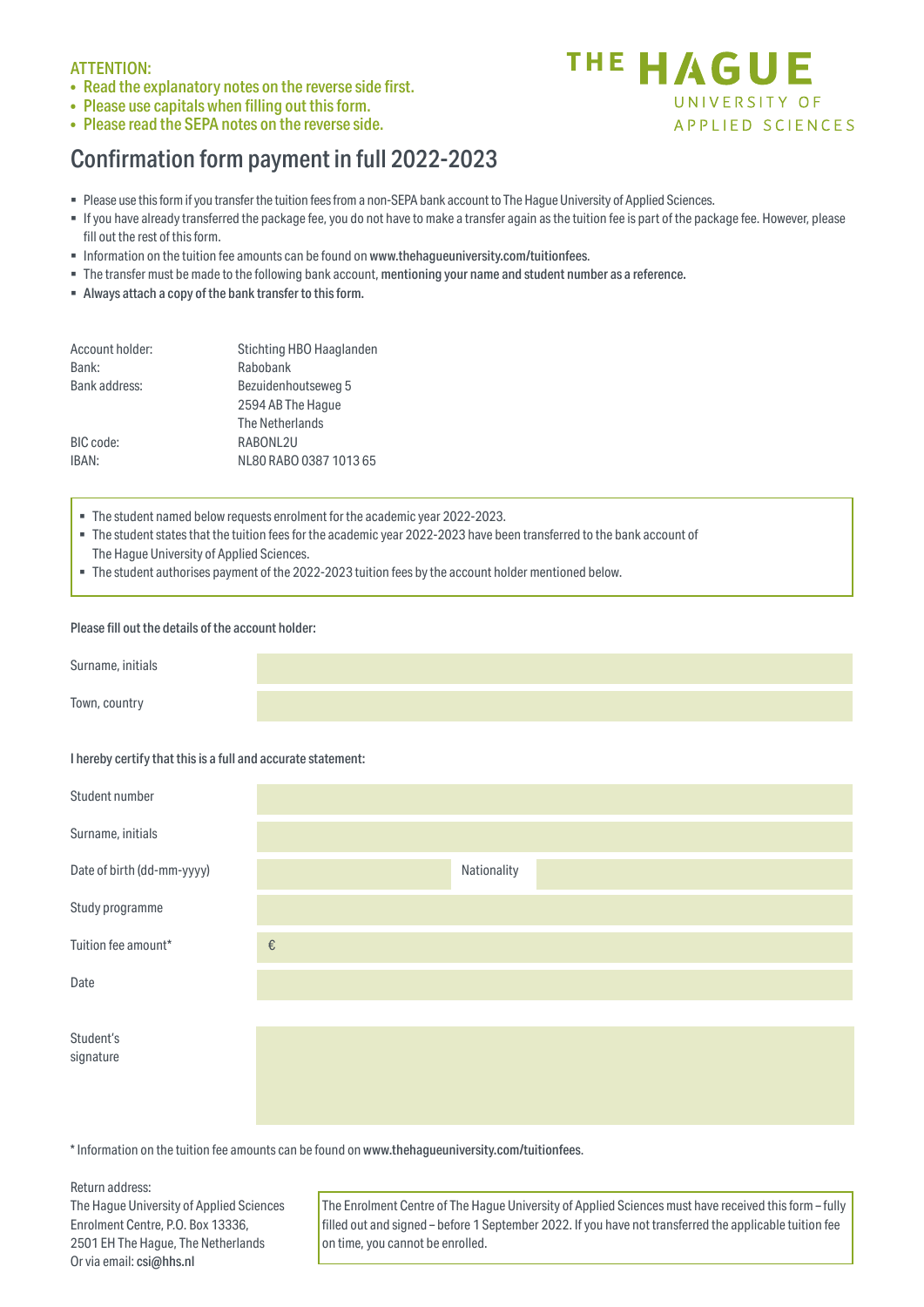**ATTENTION:**

- **Read the explanatory notes on the reverse side first.**
- **Please use capitals when filling out this form.**
- **Please read the SEPA notes on the reverse side.**

THE HAGUE
UNIVERSITY OF
APPLIED SCIENCES

# Confirmation form payment in full 2022-2023

- Please use this form if you transfer the tuition fees from a non-SEPA bank account to The Hague University of Applied Sciences.
- If you have already transferred the package fee, you do not have to make a transfer again as the tuition fee is part of the package fee. However, please fill out the rest of this form.
- Information on the tuition fee amounts can be found on www.thehagueuniversity.com/tuitionfees.
- The transfer must be made to the following bank account, **mentioning your name and student number as a reference.**
- **Always attach a copy of the bank transfer to this form.**

| | |
|---|---|
| Account holder: | Stichting HBO Haaglanden |
| Bank: | Rabobank |
| Bank address: | Bezuidenhoutseweg 5<br>2594 AB The Hague<br>The Netherlands |
| BIC code: | RABONL2U |
| IBAN: | NL80 RABO 0387 1013 65 |

- The student named below requests enrolment for the academic year 2022-2023.
- The student states that the tuition fees for the academic year 2022-2023 have been transferred to the bank account of The Hague University of Applied Sciences.
- The student authorises payment of the 2022-2023 tuition fees by the account holder mentioned below.

**Please fill out the details of the account holder:**

| | |
|---|---|
| Surname, initials | |
| Town, country | |

**I hereby certify that this is a full and accurate statement:**

| | | | |
|---|---|---|---|
| Student number | | | |
| Surname, initials | | | |
| Date of birth (dd-mm-yyyy) | | Nationality | |
| Study programme | | | |
| Tuition fee amount* | € | | |
| Date | | | |
| Student's signature | | | |

\* Information on the tuition fee amounts can be found on www.thehagueuniversity.com/tuitionfees.

Return address:
The Hague University of Applied Sciences
Enrolment Centre, P.O. Box 13336,
2501 EH The Hague, The Netherlands
Or via email: csi@hhs.nl

The Enrolment Centre of The Hague University of Applied Sciences must have received this form – fully filled out and signed – before 1 September 2022. If you have not transferred the applicable tuition fee on time, you cannot be enrolled.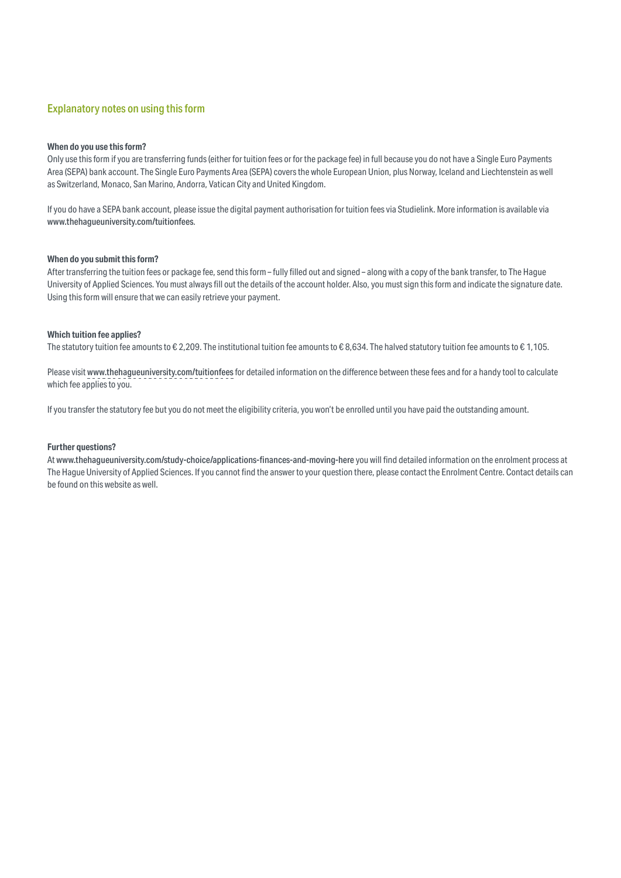## Explanatory notes on using this form

**When do you use this form?**

Only use this form if you are transferring funds (either for tuition fees or for the package fee) in full because you do not have a Single Euro Payments Area (SEPA) bank account. The Single Euro Payments Area (SEPA) covers the whole European Union, plus Norway, Iceland and Liechtenstein as well as Switzerland, Monaco, San Marino, Andorra, Vatican City and United Kingdom.

If you do have a SEPA bank account, please issue the digital payment authorisation for tuition fees via Studielink. More information is available via www.thehagueuniversity.com/tuitionfees.

**When do you submit this form?**

After transferring the tuition fees or package fee, send this form – fully filled out and signed – along with a copy of the bank transfer, to The Hague University of Applied Sciences. You must always fill out the details of the account holder. Also, you must sign this form and indicate the signature date. Using this form will ensure that we can easily retrieve your payment.

**Which tuition fee applies?**

The statutory tuition fee amounts to € 2,209. The institutional tuition fee amounts to € 8,634. The halved statutory tuition fee amounts to € 1,105.

Please visit www.thehagueuniversity.com/tuitionfees for detailed information on the difference between these fees and for a handy tool to calculate which fee applies to you.

If you transfer the statutory fee but you do not meet the eligibility criteria, you won't be enrolled until you have paid the outstanding amount.

**Further questions?**

At www.thehagueuniversity.com/study-choice/applications-finances-and-moving-here you will find detailed information on the enrolment process at The Hague University of Applied Sciences. If you cannot find the answer to your question there, please contact the Enrolment Centre. Contact details can be found on this website as well.